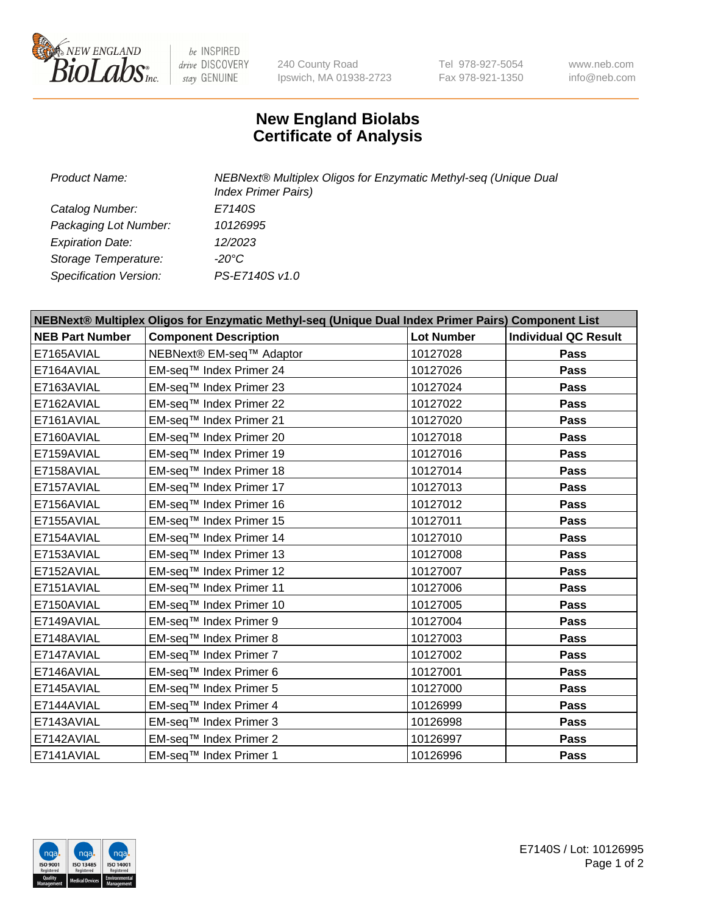240 County Road
Ipswich, MA 01938-2723

Tel 978-927-5054
Fax 978-921-1350

www.neb.com
info@neb.com

# New England Biolabs
# Certificate of Analysis

| | |
|---|---|
| *Product Name:* | *NEBNext® Multiplex Oligos for Enzymatic Methyl-seq (Unique Dual Index Primer Pairs)* |
| *Catalog Number:* | *E7140S* |
| *Packaging Lot Number:* | *10126995* |
| *Expiration Date:* | *12/2023* |
| *Storage Temperature:* | *-20°C* |
| *Specification Version:* | *PS-E7140S v1.0* |

**NEBNext® Multiplex Oligos for Enzymatic Methyl-seq (Unique Dual Index Primer Pairs) Component List**

| NEB Part Number | Component Description | Lot Number | Individual QC Result |
|---|---|---|---|
| E7165AVIAL | NEBNext® EM-seq™ Adaptor | 10127028 | **Pass** |
| E7164AVIAL | EM-seq™ Index Primer 24 | 10127026 | **Pass** |
| E7163AVIAL | EM-seq™ Index Primer 23 | 10127024 | **Pass** |
| E7162AVIAL | EM-seq™ Index Primer 22 | 10127022 | **Pass** |
| E7161AVIAL | EM-seq™ Index Primer 21 | 10127020 | **Pass** |
| E7160AVIAL | EM-seq™ Index Primer 20 | 10127018 | **Pass** |
| E7159AVIAL | EM-seq™ Index Primer 19 | 10127016 | **Pass** |
| E7158AVIAL | EM-seq™ Index Primer 18 | 10127014 | **Pass** |
| E7157AVIAL | EM-seq™ Index Primer 17 | 10127013 | **Pass** |
| E7156AVIAL | EM-seq™ Index Primer 16 | 10127012 | **Pass** |
| E7155AVIAL | EM-seq™ Index Primer 15 | 10127011 | **Pass** |
| E7154AVIAL | EM-seq™ Index Primer 14 | 10127010 | **Pass** |
| E7153AVIAL | EM-seq™ Index Primer 13 | 10127008 | **Pass** |
| E7152AVIAL | EM-seq™ Index Primer 12 | 10127007 | **Pass** |
| E7151AVIAL | EM-seq™ Index Primer 11 | 10127006 | **Pass** |
| E7150AVIAL | EM-seq™ Index Primer 10 | 10127005 | **Pass** |
| E7149AVIAL | EM-seq™ Index Primer 9 | 10127004 | **Pass** |
| E7148AVIAL | EM-seq™ Index Primer 8 | 10127003 | **Pass** |
| E7147AVIAL | EM-seq™ Index Primer 7 | 10127002 | **Pass** |
| E7146AVIAL | EM-seq™ Index Primer 6 | 10127001 | **Pass** |
| E7145AVIAL | EM-seq™ Index Primer 5 | 10127000 | **Pass** |
| E7144AVIAL | EM-seq™ Index Primer 4 | 10126999 | **Pass** |
| E7143AVIAL | EM-seq™ Index Primer 3 | 10126998 | **Pass** |
| E7142AVIAL | EM-seq™ Index Primer 2 | 10126997 | **Pass** |
| E7141AVIAL | EM-seq™ Index Primer 1 | 10126996 | **Pass** |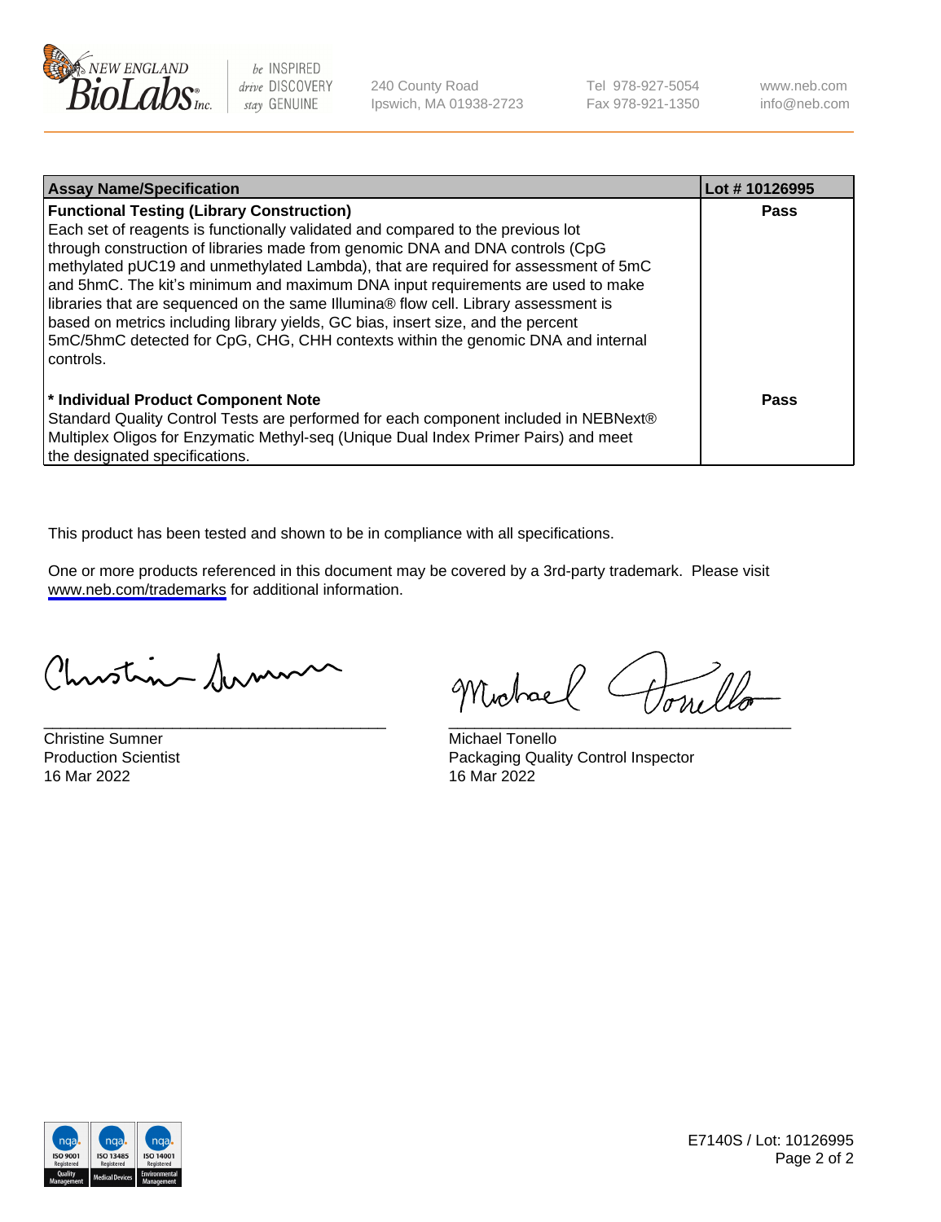New England BioLabs Inc. — be INSPIRED drive DISCOVERY stay GENUINE

240 County Road
Ipswich, MA 01938-2723

Tel 978-927-5054
Fax 978-921-1350

www.neb.com
info@neb.com

| Assay Name/Specification | Lot # 10126995 |
|---|---|
| **Functional Testing (Library Construction)** Each set of reagents is functionally validated and compared to the previous lot through construction of libraries made from genomic DNA and DNA controls (CpG methylated pUC19 and unmethylated Lambda), that are required for assessment of 5mC and 5hmC. The kit's minimum and maximum DNA input requirements are used to make libraries that are sequenced on the same Illumina® flow cell. Library assessment is based on metrics including library yields, GC bias, insert size, and the percent 5mC/5hmC detected for CpG, CHG, CHH contexts within the genomic DNA and internal controls. | **Pass** |
| **\* Individual Product Component Note** Standard Quality Control Tests are performed for each component included in NEBNext® Multiplex Oligos for Enzymatic Methyl-seq (Unique Dual Index Primer Pairs) and meet the designated specifications. | **Pass** |

This product has been tested and shown to be in compliance with all specifications.

One or more products referenced in this document may be covered by a 3rd-party trademark. Please visit www.neb.com/trademarks for additional information.

Christine Sumner
Production Scientist
16 Mar 2022

Michael Tonello
Packaging Quality Control Inspector
16 Mar 2022

E7140S / Lot: 10126995